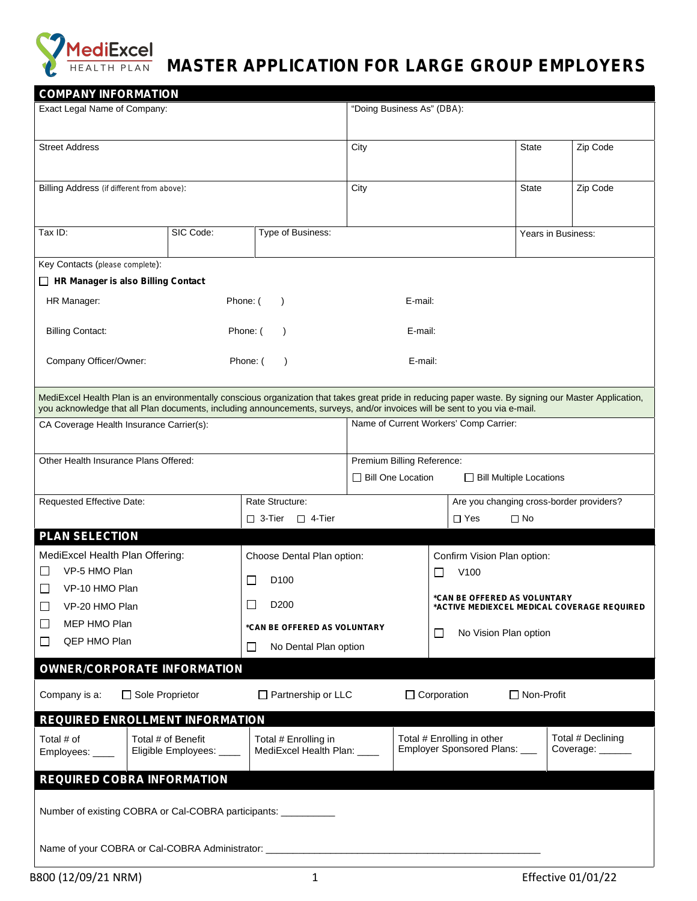MediExcel HEALTH PLAN

# MASTER APPLICATION FOR LARGE GROUP EMPLOYERS

## COMPANY INFORMATION

| Exact Legal Name of Company: | | "Doing Business As" (DBA): | |
|---|---|---|---|
| Street Address | City | State | Zip Code |
| Billing Address (if different from above): | City | State | Zip Code |

| Tax ID: | SIC Code: | Type of Business: | Years in Business: |
|---|---|---|---|

Key Contacts (please complete):

☐ **HR Manager is also Billing Contact**

| | | |
|---|---|---|
| HR Manager: | Phone: ( ) | E-mail: |
| Billing Contact: | Phone: ( ) | E-mail: |
| Company Officer/Owner: | Phone: ( ) | E-mail: |

MediExcel Health Plan is an environmentally conscious organization that takes great pride in reducing paper waste. By signing our Master Application, you acknowledge that all Plan documents, including announcements, surveys, and/or invoices will be sent to you via e-mail.

| CA Coverage Health Insurance Carrier(s): | Name of Current Workers' Comp Carrier: |
|---|---|
| Other Health Insurance Plans Offered: | Premium Billing Reference: ☐ Bill One Location ☐ Bill Multiple Locations |

| Requested Effective Date: | Rate Structure: ☐ 3-Tier ☐ 4-Tier | Are you changing cross-border providers? ☐ Yes ☐ No |
|---|---|---|

## PLAN SELECTION

| MediExcel Health Plan Offering: | Choose Dental Plan option: | Confirm Vision Plan option: |
|---|---|---|
| ☐ VP-5 HMO Plan | ☐ D100 | ☐ V100 |
| ☐ VP-10 HMO Plan | ☐ D200 | **\*CAN BE OFFERED AS VOLUNTARY** **\*ACTIVE MEDIEXCEL MEDICAL COVERAGE REQUIRED** |
| ☐ VP-20 HMO Plan | **\*CAN BE OFFERED AS VOLUNTARY** | ☐ No Vision Plan option |
| ☐ MEP HMO Plan | ☐ No Dental Plan option | |
| ☐ QEP HMO Plan | | |

## OWNER/CORPORATE INFORMATION

Company is a: ☐ Sole Proprietor ☐ Partnership or LLC ☐ Corporation ☐ Non-Profit

## REQUIRED ENROLLMENT INFORMATION

| Total # of Employees: ____ | Total # of Benefit Eligible Employees: ____ | Total # Enrolling in MediExcel Health Plan: ____ | Total # Enrolling in other Employer Sponsored Plans: ___ | Total # Declining Coverage: ______ |
|---|---|---|---|---|

## REQUIRED COBRA INFORMATION

Number of existing COBRA or Cal-COBRA participants: __________

Name of your COBRA or Cal-COBRA Administrator: ____________________________________________________

B800 (12/09/21 NRM) Effective 01/01/22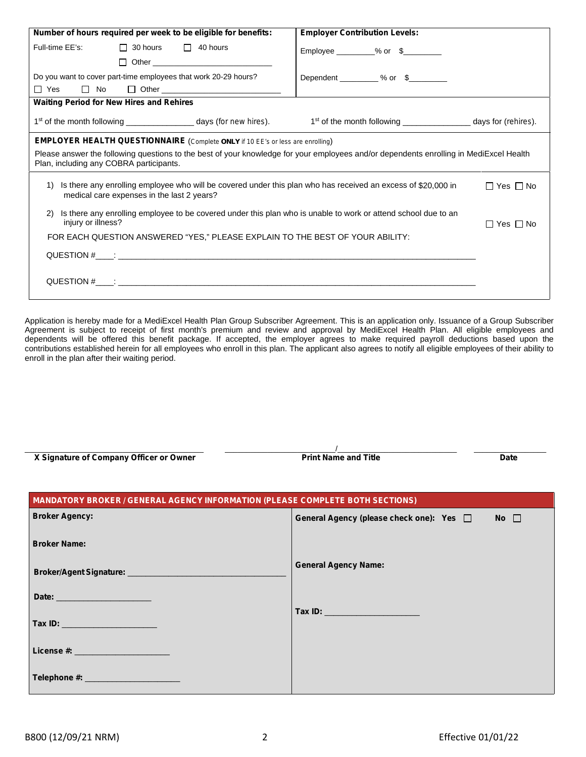| **Number of hours required per week to be eligible for benefits:** | **Employer Contribution Levels:** |
| --- | --- |
| Full-time EE's: ☐ 30 hours ☐ 40 hours ☐ Other ___________________________ | Employee _________% or $_________ |
| Do you want to cover part-time employees that work 20-29 hours? ☐ Yes ☐ No ☐ Other ___________________________ | Dependent _________ % or $_________ |

**Waiting Period for New Hires and Rehires**

1st of the month following _______________ days (for new hires). 1st of the month following _______________ days for (rehires).

**EMPLOYER HEALTH QUESTIONNAIRE** (Complete **ONLY** if 10 EE's or less are enrolling)

Please answer the following questions to the best of your knowledge for your employees and/or dependents enrolling in MediExcel Health Plan, including any COBRA participants.

1) Is there any enrolling employee who will be covered under this plan who has received an excess of $20,000 in medical care expenses in the last 2 years? ☐ Yes ☐ No

2) Is there any enrolling employee to be covered under this plan who is unable to work or attend school due to an injury or illness? ☐ Yes ☐ No

FOR EACH QUESTION ANSWERED "YES," PLEASE EXPLAIN TO THE BEST OF YOUR ABILITY:

QUESTION #____: ___________________________________________________________________________

QUESTION #____: ___________________________________________________________________________

Application is hereby made for a MediExcel Health Plan Group Subscriber Agreement. This is an application only. Issuance of a Group Subscriber Agreement is subject to receipt of first month's premium and review and approval by MediExcel Health Plan. All eligible employees and dependents will be offered this benefit package. If accepted, the employer agrees to make required payroll deductions based upon the contributions established herein for all employees who enroll in this plan. The applicant also agrees to notify all eligible employees of their ability to enroll in the plan after their waiting period.

___________________________ ___________________/___________________ _______________

**X Signature of Company Officer or Owner** **Print Name and Title** **Date**

| **MANDATORY BROKER / GENERAL AGENCY INFORMATION (PLEASE COMPLETE BOTH SECTIONS)** | |
| --- | --- |
| **Broker Agency:** | **General Agency (please check one): Yes ☐ No ☐** |
| **Broker Name:** | |
| **Broker/Agent Signature:** ______________________________ | **General Agency Name:** |
| **Date:** ____________________ | |
| **Tax ID:** ____________________ | **Tax ID:** ____________________ |
| **License #:** ____________________ | |
| **Telephone #:** ____________________ | |

B800 (12/09/21 NRM) Effective 01/01/22